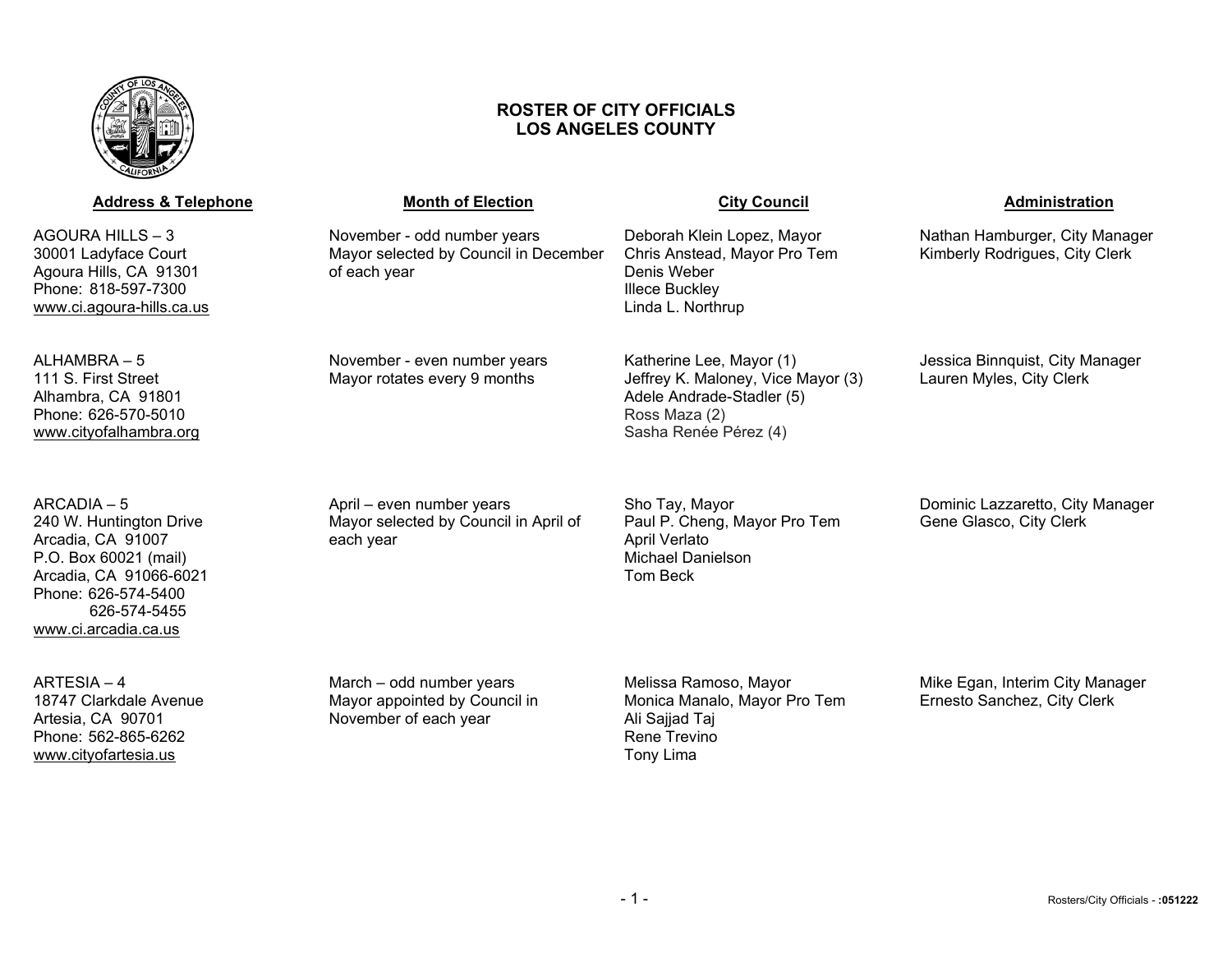# ROSTER OF CITY OFFICIALS
# LOS ANGELES COUNTY

| Address & Telephone | Month of Election | City Council | Administration |
| --- | --- | --- | --- |
| AGOURA HILLS – 3<br>30001 Ladyface Court<br>Agoura Hills, CA 91301<br>Phone: 818-597-7300<br>www.ci.agoura-hills.ca.us | November - odd number years<br>Mayor selected by Council in December of each year | Deborah Klein Lopez, Mayor<br>Chris Anstead, Mayor Pro Tem<br>Denis Weber<br>Illece Buckley<br>Linda L. Northrup | Nathan Hamburger, City Manager<br>Kimberly Rodrigues, City Clerk |
| ALHAMBRA – 5<br>111 S. First Street<br>Alhambra, CA 91801<br>Phone: 626-570-5010<br>www.cityofalhambra.org | November - even number years<br>Mayor rotates every 9 months | Katherine Lee, Mayor (1)<br>Jeffrey K. Maloney, Vice Mayor (3)<br>Adele Andrade-Stadler (5)<br>Ross Maza (2)<br>Sasha Renée Pérez (4) | Jessica Binnquist, City Manager<br>Lauren Myles, City Clerk |
| ARCADIA – 5<br>240 W. Huntington Drive<br>Arcadia, CA 91007<br>P.O. Box 60021 (mail)<br>Arcadia, CA 91066-6021<br>Phone: 626-574-5400<br>626-574-5455<br>www.ci.arcadia.ca.us | April – even number years<br>Mayor selected by Council in April of each year | Sho Tay, Mayor<br>Paul P. Cheng, Mayor Pro Tem<br>April Verlato<br>Michael Danielson<br>Tom Beck | Dominic Lazzaretto, City Manager<br>Gene Glasco, City Clerk |
| ARTESIA – 4<br>18747 Clarkdale Avenue<br>Artesia, CA 90701<br>Phone: 562-865-6262<br>www.cityofartesia.us | March – odd number years<br>Mayor appointed by Council in November of each year | Melissa Ramoso, Mayor<br>Monica Manalo, Mayor Pro Tem<br>Ali Sajjad Taj<br>Rene Trevino<br>Tony Lima | Mike Egan, Interim City Manager<br>Ernesto Sanchez, City Clerk |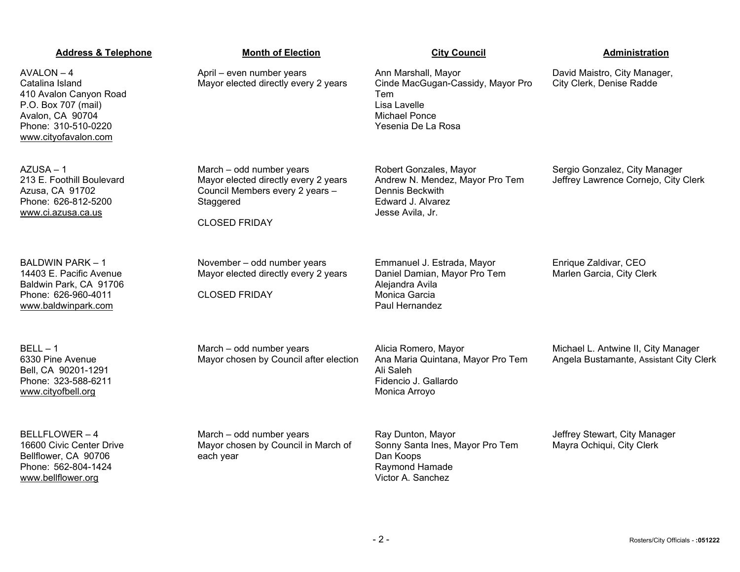| Address & Telephone | Month of Election | City Council | Administration |
| --- | --- | --- | --- |
| AVALON – 4<br>Catalina Island<br>410 Avalon Canyon Road<br>P.O. Box 707 (mail)<br>Avalon, CA 90704<br>Phone: 310-510-0220<br>www.cityofavalon.com | April – even number years<br>Mayor elected directly every 2 years | Ann Marshall, Mayor<br>Cinde MacGugan-Cassidy, Mayor Pro Tem<br>Lisa Lavelle<br>Michael Ponce<br>Yesenia De La Rosa | David Maistro, City Manager,<br>City Clerk, Denise Radde |
| AZUSA – 1<br>213 E. Foothill Boulevard<br>Azusa, CA 91702<br>Phone: 626-812-5200<br>www.ci.azusa.ca.us | March – odd number years<br>Mayor elected directly every 2 years<br>Council Members every 2 years – Staggered<br><br>CLOSED FRIDAY | Robert Gonzales, Mayor<br>Andrew N. Mendez, Mayor Pro Tem<br>Dennis Beckwith<br>Edward J. Alvarez<br>Jesse Avila, Jr. | Sergio Gonzalez, City Manager<br>Jeffrey Lawrence Cornejo, City Clerk |
| BALDWIN PARK – 1<br>14403 E. Pacific Avenue<br>Baldwin Park, CA 91706<br>Phone: 626-960-4011<br>www.baldwinpark.com | November – odd number years<br>Mayor elected directly every 2 years<br><br>CLOSED FRIDAY | Emmanuel J. Estrada, Mayor<br>Daniel Damian, Mayor Pro Tem<br>Alejandra Avila<br>Monica Garcia<br>Paul Hernandez | Enrique Zaldivar, CEO<br>Marlen Garcia, City Clerk |
| BELL – 1<br>6330 Pine Avenue<br>Bell, CA 90201-1291<br>Phone: 323-588-6211<br>www.cityofbell.org | March – odd number years<br>Mayor chosen by Council after election | Alicia Romero, Mayor<br>Ana Maria Quintana, Mayor Pro Tem<br>Ali Saleh<br>Fidencio J. Gallardo<br>Monica Arroyo | Michael L. Antwine II, City Manager<br>Angela Bustamante, Assistant City Clerk |
| BELLFLOWER – 4<br>16600 Civic Center Drive<br>Bellflower, CA 90706<br>Phone: 562-804-1424<br>www.bellflower.org | March – odd number years<br>Mayor chosen by Council in March of each year | Ray Dunton, Mayor<br>Sonny Santa Ines, Mayor Pro Tem<br>Dan Koops<br>Raymond Hamade<br>Victor A. Sanchez | Jeffrey Stewart, City Manager<br>Mayra Ochiqui, City Clerk |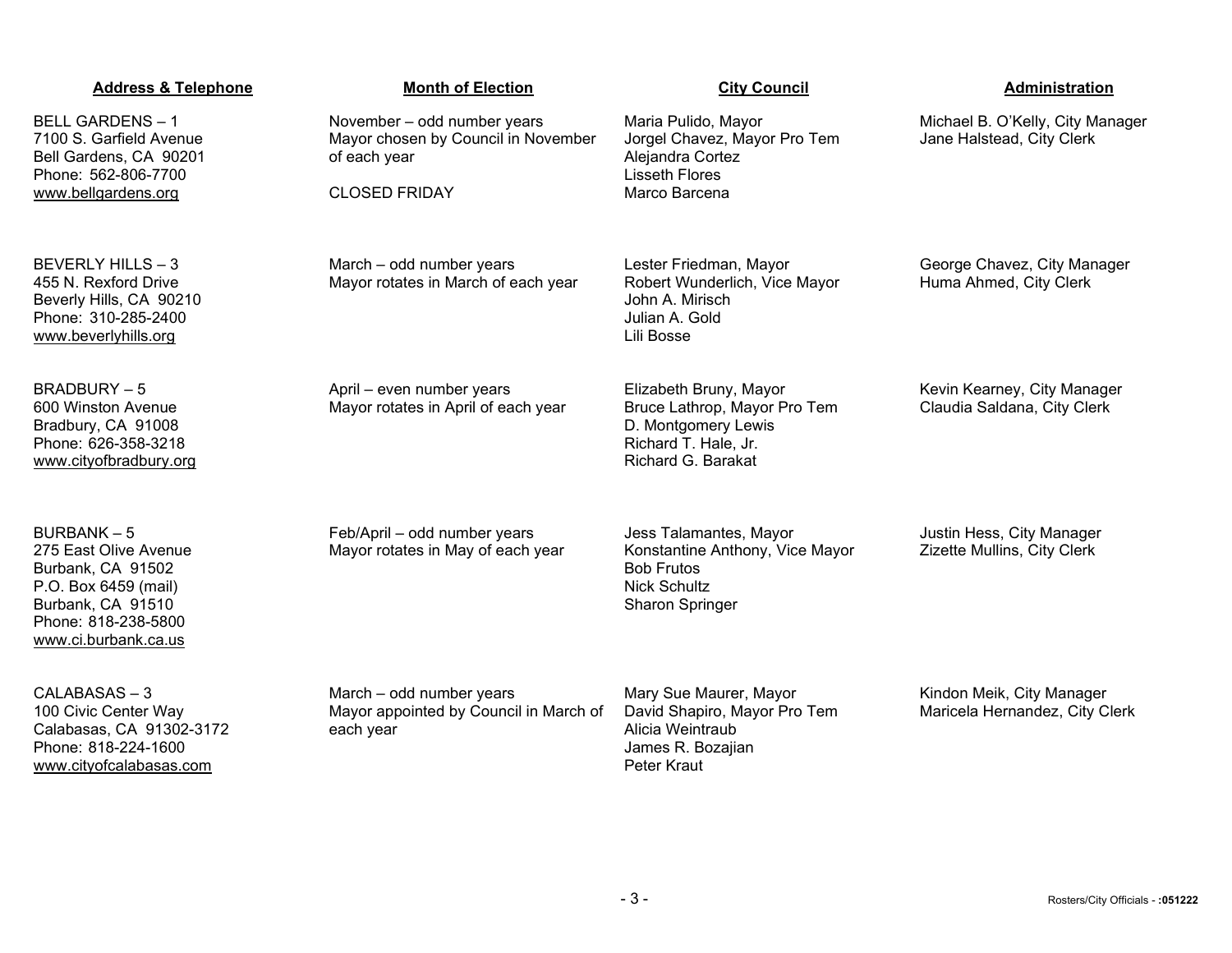| Address & Telephone | Month of Election | City Council | Administration |
| --- | --- | --- | --- |
| BELL GARDENS – 1<br>7100 S. Garfield Avenue<br>Bell Gardens, CA 90201<br>Phone: 562-806-7700<br>www.bellgardens.org | November – odd number years<br>Mayor chosen by Council in November of each year<br><br>CLOSED FRIDAY | Maria Pulido, Mayor<br>Jorgel Chavez, Mayor Pro Tem<br>Alejandra Cortez<br>Lisseth Flores<br>Marco Barcena | Michael B. O'Kelly, City Manager<br>Jane Halstead, City Clerk |
| BEVERLY HILLS – 3<br>455 N. Rexford Drive<br>Beverly Hills, CA 90210<br>Phone: 310-285-2400<br>www.beverlyhills.org | March – odd number years<br>Mayor rotates in March of each year | Lester Friedman, Mayor<br>Robert Wunderlich, Vice Mayor<br>John A. Mirisch<br>Julian A. Gold<br>Lili Bosse | George Chavez, City Manager<br>Huma Ahmed, City Clerk |
| BRADBURY – 5<br>600 Winston Avenue<br>Bradbury, CA 91008<br>Phone: 626-358-3218<br>www.cityofbradbury.org | April – even number years<br>Mayor rotates in April of each year | Elizabeth Bruny, Mayor<br>Bruce Lathrop, Mayor Pro Tem<br>D. Montgomery Lewis<br>Richard T. Hale, Jr.<br>Richard G. Barakat | Kevin Kearney, City Manager<br>Claudia Saldana, City Clerk |
| BURBANK – 5<br>275 East Olive Avenue<br>Burbank, CA 91502<br>P.O. Box 6459 (mail)<br>Burbank, CA 91510<br>Phone: 818-238-5800<br>www.ci.burbank.ca.us | Feb/April – odd number years<br>Mayor rotates in May of each year | Jess Talamantes, Mayor<br>Konstantine Anthony, Vice Mayor<br>Bob Frutos<br>Nick Schultz<br>Sharon Springer | Justin Hess, City Manager<br>Zizette Mullins, City Clerk |
| CALABASAS – 3<br>100 Civic Center Way<br>Calabasas, CA 91302-3172<br>Phone: 818-224-1600<br>www.cityofcalabasas.com | March – odd number years<br>Mayor appointed by Council in March of each year | Mary Sue Maurer, Mayor<br>David Shapiro, Mayor Pro Tem<br>Alicia Weintraub<br>James R. Bozajian<br>Peter Kraut | Kindon Meik, City Manager<br>Maricela Hernandez, City Clerk |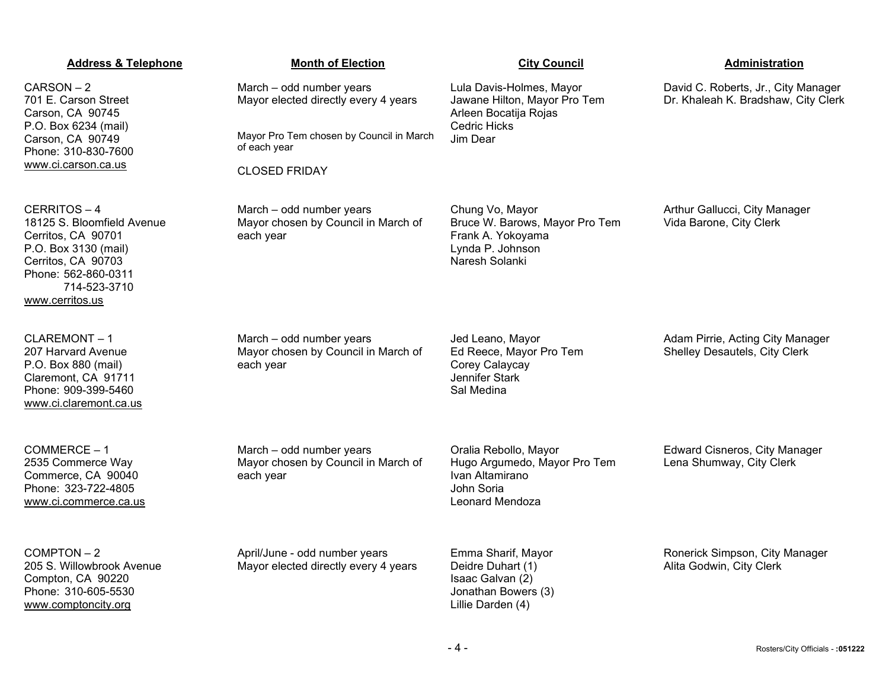| Address & Telephone | Month of Election | City Council | Administration |
|---|---|---|---|
| CARSON – 2<br>701 E. Carson Street<br>Carson, CA 90745<br>P.O. Box 6234 (mail)<br>Carson, CA 90749<br>Phone: 310-830-7600<br>www.ci.carson.ca.us | March – odd number years<br>Mayor elected directly every 4 years<br><br>Mayor Pro Tem chosen by Council in March of each year<br><br>CLOSED FRIDAY | Lula Davis-Holmes, Mayor<br>Jawane Hilton, Mayor Pro Tem<br>Arleen Bocatija Rojas<br>Cedric Hicks<br>Jim Dear | David C. Roberts, Jr., City Manager<br>Dr. Khaleah K. Bradshaw, City Clerk |
| CERRITOS – 4<br>18125 S. Bloomfield Avenue<br>Cerritos, CA 90701<br>P.O. Box 3130 (mail)<br>Cerritos, CA 90703<br>Phone: 562-860-0311<br>714-523-3710<br>www.cerritos.us | March – odd number years<br>Mayor chosen by Council in March of each year | Chung Vo, Mayor<br>Bruce W. Barows, Mayor Pro Tem<br>Frank A. Yokoyama<br>Lynda P. Johnson<br>Naresh Solanki | Arthur Gallucci, City Manager<br>Vida Barone, City Clerk |
| CLAREMONT – 1<br>207 Harvard Avenue<br>P.O. Box 880 (mail)<br>Claremont, CA 91711<br>Phone: 909-399-5460<br>www.ci.claremont.ca.us | March – odd number years<br>Mayor chosen by Council in March of each year | Jed Leano, Mayor<br>Ed Reece, Mayor Pro Tem<br>Corey Calaycay<br>Jennifer Stark<br>Sal Medina | Adam Pirrie, Acting City Manager<br>Shelley Desautels, City Clerk |
| COMMERCE – 1<br>2535 Commerce Way<br>Commerce, CA 90040<br>Phone: 323-722-4805<br>www.ci.commerce.ca.us | March – odd number years<br>Mayor chosen by Council in March of each year | Oralia Rebollo, Mayor<br>Hugo Argumedo, Mayor Pro Tem<br>Ivan Altamirano<br>John Soria<br>Leonard Mendoza | Edward Cisneros, City Manager<br>Lena Shumway, City Clerk |
| COMPTON – 2<br>205 S. Willowbrook Avenue<br>Compton, CA 90220<br>Phone: 310-605-5530<br>www.comptoncity.org | April/June - odd number years<br>Mayor elected directly every 4 years | Emma Sharif, Mayor<br>Deidre Duhart (1)<br>Isaac Galvan (2)<br>Jonathan Bowers (3)<br>Lillie Darden (4) | Ronerick Simpson, City Manager<br>Alita Godwin, City Clerk |

Rosters/City Officials - :051222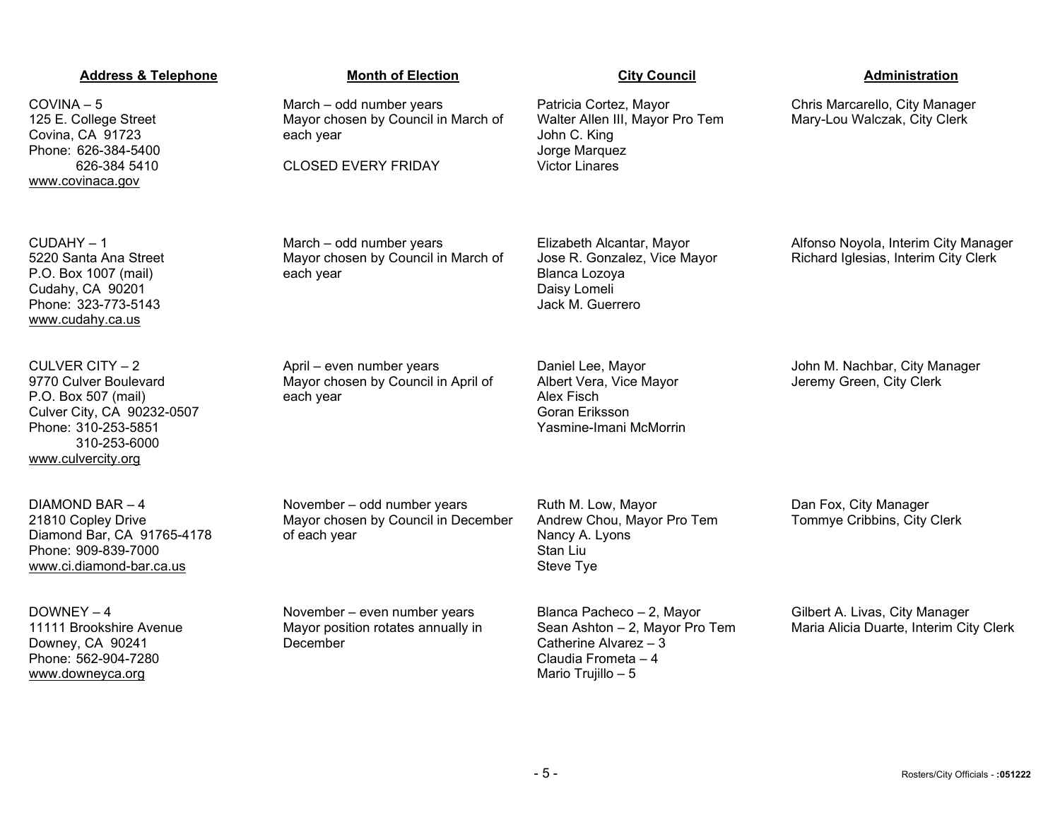| Address & Telephone | Month of Election | City Council | Administration |
|---|---|---|---|
| COVINA – 5<br>125 E. College Street<br>Covina, CA 91723<br>Phone: 626-384-5400<br>626-384 5410<br>www.covinaca.gov | March – odd number years<br>Mayor chosen by Council in March of each year<br><br>CLOSED EVERY FRIDAY | Patricia Cortez, Mayor<br>Walter Allen III, Mayor Pro Tem<br>John C. King<br>Jorge Marquez<br>Victor Linares | Chris Marcarello, City Manager<br>Mary-Lou Walczak, City Clerk |
| CUDAHY – 1<br>5220 Santa Ana Street<br>P.O. Box 1007 (mail)<br>Cudahy, CA 90201<br>Phone: 323-773-5143<br>www.cudahy.ca.us | March – odd number years<br>Mayor chosen by Council in March of each year | Elizabeth Alcantar, Mayor<br>Jose R. Gonzalez, Vice Mayor<br>Blanca Lozoya<br>Daisy Lomeli<br>Jack M. Guerrero | Alfonso Noyola, Interim City Manager<br>Richard Iglesias, Interim City Clerk |
| CULVER CITY – 2<br>9770 Culver Boulevard<br>P.O. Box 507 (mail)<br>Culver City, CA 90232-0507<br>Phone: 310-253-5851<br>310-253-6000<br>www.culvercity.org | April – even number years<br>Mayor chosen by Council in April of each year | Daniel Lee, Mayor<br>Albert Vera, Vice Mayor<br>Alex Fisch<br>Goran Eriksson<br>Yasmine-Imani McMorrin | John M. Nachbar, City Manager<br>Jeremy Green, City Clerk |
| DIAMOND BAR – 4<br>21810 Copley Drive<br>Diamond Bar, CA 91765-4178<br>Phone: 909-839-7000<br>www.ci.diamond-bar.ca.us | November – odd number years<br>Mayor chosen by Council in December of each year | Ruth M. Low, Mayor<br>Andrew Chou, Mayor Pro Tem<br>Nancy A. Lyons<br>Stan Liu<br>Steve Tye | Dan Fox, City Manager<br>Tommye Cribbins, City Clerk |
| DOWNEY – 4<br>11111 Brookshire Avenue<br>Downey, CA 90241<br>Phone: 562-904-7280<br>www.downeyca.org | November – even number years<br>Mayor position rotates annually in December | Blanca Pacheco – 2, Mayor<br>Sean Ashton – 2, Mayor Pro Tem<br>Catherine Alvarez – 3<br>Claudia Frometa – 4<br>Mario Trujillo – 5 | Gilbert A. Livas, City Manager<br>Maria Alicia Duarte, Interim City Clerk |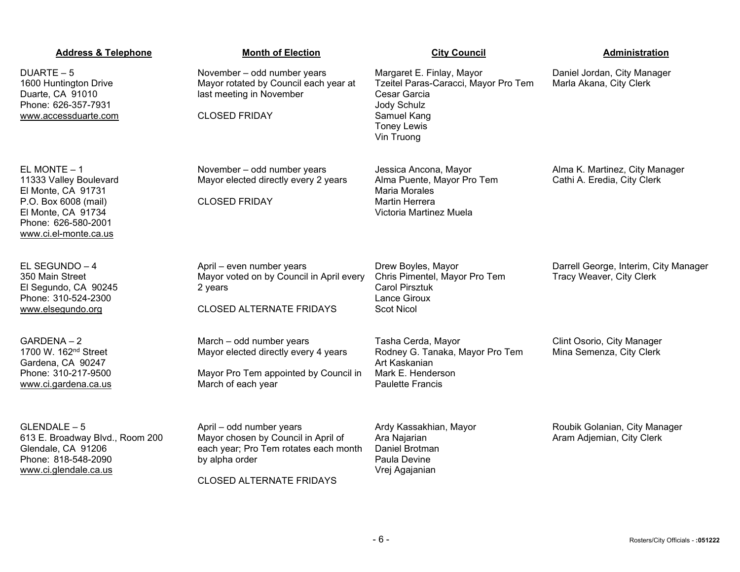| Address & Telephone | Month of Election | City Council | Administration |
|---|---|---|---|
| DUARTE – 5<br>1600 Huntington Drive<br>Duarte, CA 91010<br>Phone: 626-357-7931<br>www.accessduarte.com | November – odd number years<br>Mayor rotated by Council each year at last meeting in November<br><br>CLOSED FRIDAY | Margaret E. Finlay, Mayor<br>Tzeitel Paras-Caracci, Mayor Pro Tem<br>Cesar Garcia<br>Jody Schulz<br>Samuel Kang<br>Toney Lewis<br>Vin Truong | Daniel Jordan, City Manager<br>Marla Akana, City Clerk |
| EL MONTE – 1<br>11333 Valley Boulevard<br>El Monte, CA 91731<br>P.O. Box 6008 (mail)<br>El Monte, CA 91734<br>Phone: 626-580-2001<br>www.ci.el-monte.ca.us | November – odd number years<br>Mayor elected directly every 2 years<br><br>CLOSED FRIDAY | Jessica Ancona, Mayor<br>Alma Puente, Mayor Pro Tem<br>Maria Morales<br>Martin Herrera<br>Victoria Martinez Muela | Alma K. Martinez, City Manager<br>Cathi A. Eredia, City Clerk |
| EL SEGUNDO – 4<br>350 Main Street<br>El Segundo, CA 90245<br>Phone: 310-524-2300<br>www.elsegundo.org | April – even number years<br>Mayor voted on by Council in April every 2 years<br><br>CLOSED ALTERNATE FRIDAYS | Drew Boyles, Mayor<br>Chris Pimentel, Mayor Pro Tem<br>Carol Pirsztuk<br>Lance Giroux<br>Scot Nicol | Darrell George, Interim, City Manager<br>Tracy Weaver, City Clerk |
| GARDENA – 2<br>1700 W. 162nd Street<br>Gardena, CA 90247<br>Phone: 310-217-9500<br>www.ci.gardena.ca.us | March – odd number years<br>Mayor elected directly every 4 years<br><br>Mayor Pro Tem appointed by Council in March of each year | Tasha Cerda, Mayor<br>Rodney G. Tanaka, Mayor Pro Tem<br>Art Kaskanian<br>Mark E. Henderson<br>Paulette Francis | Clint Osorio, City Manager<br>Mina Semenza, City Clerk |
| GLENDALE – 5<br>613 E. Broadway Blvd., Room 200<br>Glendale, CA 91206<br>Phone: 818-548-2090<br>www.ci.glendale.ca.us | April – odd number years<br>Mayor chosen by Council in April of each year; Pro Tem rotates each month by alpha order<br><br>CLOSED ALTERNATE FRIDAYS | Ardy Kassakhian, Mayor<br>Ara Najarian<br>Daniel Brotman<br>Paula Devine<br>Vrej Agajanian | Roubik Golanian, City Manager<br>Aram Adjemian, City Clerk |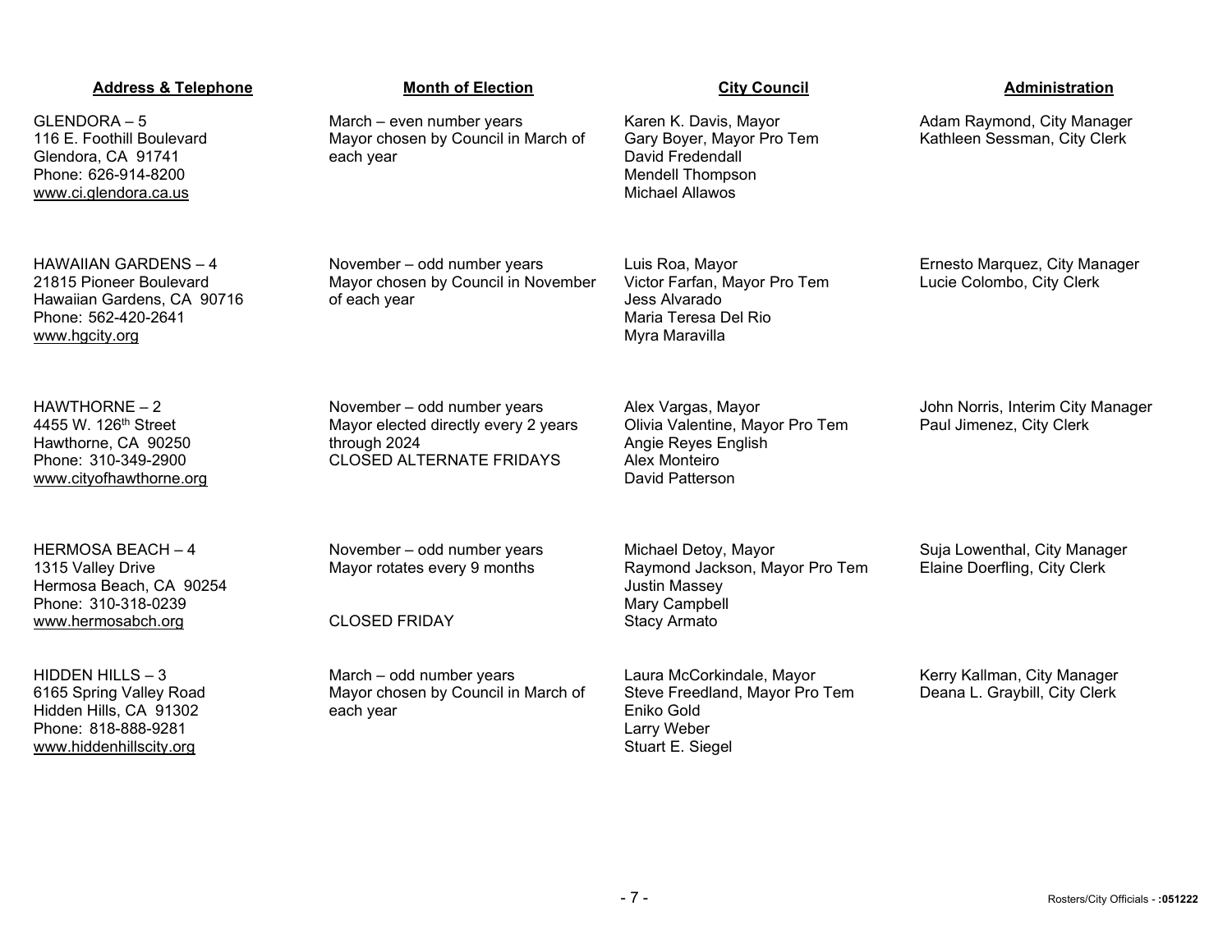| Address & Telephone | Month of Election | City Council | Administration |
|---|---|---|---|
| GLENDORA – 5<br>116 E. Foothill Boulevard<br>Glendora, CA 91741<br>Phone: 626-914-8200<br>www.ci.glendora.ca.us | March – even number years<br>Mayor chosen by Council in March of each year | Karen K. Davis, Mayor<br>Gary Boyer, Mayor Pro Tem<br>David Fredendall<br>Mendell Thompson<br>Michael Allawos | Adam Raymond, City Manager<br>Kathleen Sessman, City Clerk |
| HAWAIIAN GARDENS – 4<br>21815 Pioneer Boulevard<br>Hawaiian Gardens, CA 90716<br>Phone: 562-420-2641<br>www.hgcity.org | November – odd number years<br>Mayor chosen by Council in November of each year | Luis Roa, Mayor<br>Victor Farfan, Mayor Pro Tem<br>Jess Alvarado<br>Maria Teresa Del Rio<br>Myra Maravilla | Ernesto Marquez, City Manager<br>Lucie Colombo, City Clerk |
| HAWTHORNE – 2<br>4455 W. 126th Street<br>Hawthorne, CA 90250<br>Phone: 310-349-2900<br>www.cityofhawthorne.org | November – odd number years<br>Mayor elected directly every 2 years through 2024<br>CLOSED ALTERNATE FRIDAYS | Alex Vargas, Mayor<br>Olivia Valentine, Mayor Pro Tem<br>Angie Reyes English<br>Alex Monteiro<br>David Patterson | John Norris, Interim City Manager<br>Paul Jimenez, City Clerk |
| HERMOSA BEACH – 4<br>1315 Valley Drive<br>Hermosa Beach, CA 90254<br>Phone: 310-318-0239<br>www.hermosabch.org | November – odd number years<br>Mayor rotates every 9 months<br>CLOSED FRIDAY | Michael Detoy, Mayor<br>Raymond Jackson, Mayor Pro Tem<br>Justin Massey<br>Mary Campbell<br>Stacy Armato | Suja Lowenthal, City Manager<br>Elaine Doerfling, City Clerk |
| HIDDEN HILLS – 3<br>6165 Spring Valley Road<br>Hidden Hills, CA 91302<br>Phone: 818-888-9281<br>www.hiddenhillscity.org | March – odd number years<br>Mayor chosen by Council in March of each year | Laura McCorkindale, Mayor<br>Steve Freedland, Mayor Pro Tem<br>Eniko Gold<br>Larry Weber<br>Stuart E. Siegel | Kerry Kallman, City Manager<br>Deana L. Graybill, City Clerk |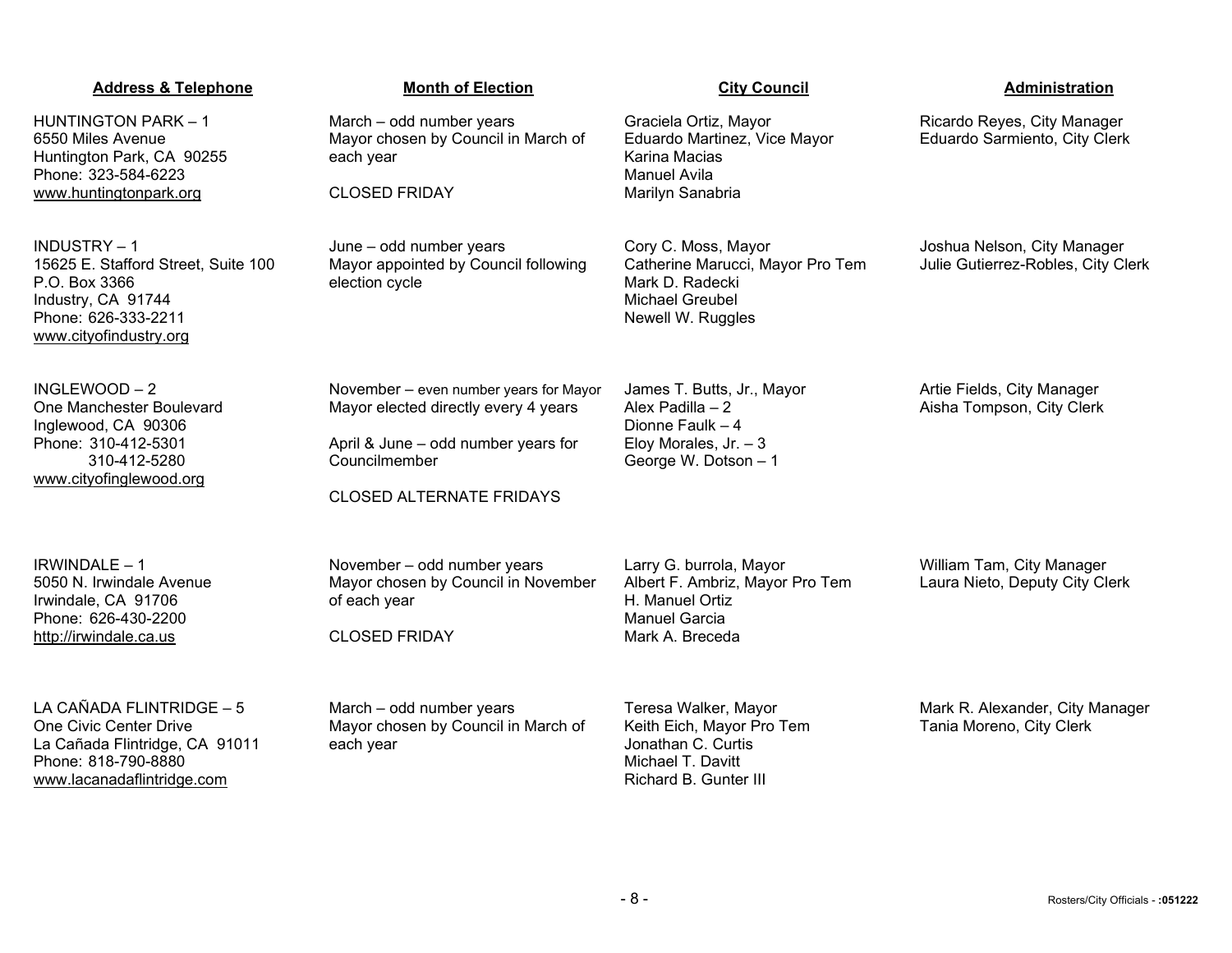| Address & Telephone | Month of Election | City Council | Administration |
|---|---|---|---|
| HUNTINGTON PARK – 1<br>6550 Miles Avenue<br>Huntington Park, CA 90255<br>Phone: 323-584-6223<br>www.huntingtonpark.org | March – odd number years<br>Mayor chosen by Council in March of each year<br><br>CLOSED FRIDAY | Graciela Ortiz, Mayor<br>Eduardo Martinez, Vice Mayor<br>Karina Macias<br>Manuel Avila<br>Marilyn Sanabria | Ricardo Reyes, City Manager<br>Eduardo Sarmiento, City Clerk |
| INDUSTRY – 1<br>15625 E. Stafford Street, Suite 100<br>P.O. Box 3366<br>Industry, CA 91744<br>Phone: 626-333-2211<br>www.cityofindustry.org | June – odd number years<br>Mayor appointed by Council following election cycle | Cory C. Moss, Mayor<br>Catherine Marucci, Mayor Pro Tem<br>Mark D. Radecki<br>Michael Greubel<br>Newell W. Ruggles | Joshua Nelson, City Manager<br>Julie Gutierrez-Robles, City Clerk |
| INGLEWOOD – 2<br>One Manchester Boulevard<br>Inglewood, CA 90306<br>Phone: 310-412-5301<br>310-412-5280<br>www.cityofinglewood.org | November – even number years for Mayor<br>Mayor elected directly every 4 years<br><br>April & June – odd number years for Councilmember<br><br>CLOSED ALTERNATE FRIDAYS | James T. Butts, Jr., Mayor<br>Alex Padilla – 2<br>Dionne Faulk – 4<br>Eloy Morales, Jr. – 3<br>George W. Dotson – 1 | Artie Fields, City Manager<br>Aisha Tompson, City Clerk |
| IRWINDALE – 1<br>5050 N. Irwindale Avenue<br>Irwindale, CA 91706<br>Phone: 626-430-2200<br>http://irwindale.ca.us | November – odd number years<br>Mayor chosen by Council in November of each year<br><br>CLOSED FRIDAY | Larry G. burrola, Mayor<br>Albert F. Ambriz, Mayor Pro Tem<br>H. Manuel Ortiz<br>Manuel Garcia<br>Mark A. Breceda | William Tam, City Manager<br>Laura Nieto, Deputy City Clerk |
| LA CAÑADA FLINTRIDGE – 5<br>One Civic Center Drive<br>La Cañada Flintridge, CA 91011<br>Phone: 818-790-8880<br>www.lacanadaflintridge.com | March – odd number years<br>Mayor chosen by Council in March of each year | Teresa Walker, Mayor<br>Keith Eich, Mayor Pro Tem<br>Jonathan C. Curtis<br>Michael T. Davitt<br>Richard B. Gunter III | Mark R. Alexander, City Manager<br>Tania Moreno, City Clerk |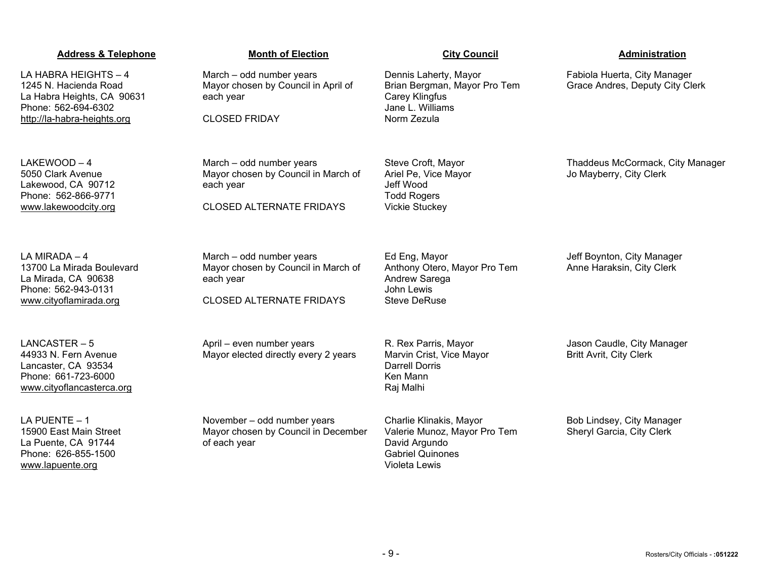| Address & Telephone | Month of Election | City Council | Administration |
|---|---|---|---|
| LA HABRA HEIGHTS – 4<br>1245 N. Hacienda Road<br>La Habra Heights, CA 90631<br>Phone: 562-694-6302<br>http://la-habra-heights.org | March – odd number years<br>Mayor chosen by Council in April of each year<br><br>CLOSED FRIDAY | Dennis Laherty, Mayor<br>Brian Bergman, Mayor Pro Tem<br>Carey Klingfus<br>Jane L. Williams<br>Norm Zezula | Fabiola Huerta, City Manager<br>Grace Andres, Deputy City Clerk |
| LAKEWOOD – 4<br>5050 Clark Avenue<br>Lakewood, CA 90712<br>Phone: 562-866-9771<br>www.lakewoodcity.org | March – odd number years<br>Mayor chosen by Council in March of each year<br><br>CLOSED ALTERNATE FRIDAYS | Steve Croft, Mayor<br>Ariel Pe, Vice Mayor<br>Jeff Wood<br>Todd Rogers<br>Vickie Stuckey | Thaddeus McCormack, City Manager<br>Jo Mayberry, City Clerk |
| LA MIRADA – 4<br>13700 La Mirada Boulevard<br>La Mirada, CA 90638<br>Phone: 562-943-0131<br>www.cityoflamirada.org | March – odd number years<br>Mayor chosen by Council in March of each year<br><br>CLOSED ALTERNATE FRIDAYS | Ed Eng, Mayor<br>Anthony Otero, Mayor Pro Tem<br>Andrew Sarega<br>John Lewis<br>Steve DeRuse | Jeff Boynton, City Manager<br>Anne Haraksin, City Clerk |
| LANCASTER – 5<br>44933 N. Fern Avenue<br>Lancaster, CA 93534<br>Phone: 661-723-6000<br>www.cityoflancasterca.org | April – even number years<br>Mayor elected directly every 2 years | R. Rex Parris, Mayor<br>Marvin Crist, Vice Mayor<br>Darrell Dorris<br>Ken Mann<br>Raj Malhi | Jason Caudle, City Manager<br>Britt Avrit, City Clerk |
| LA PUENTE – 1<br>15900 East Main Street<br>La Puente, CA 91744<br>Phone: 626-855-1500<br>www.lapuente.org | November – odd number years<br>Mayor chosen by Council in December of each year | Charlie Klinakis, Mayor<br>Valerie Munoz, Mayor Pro Tem<br>David Argundo<br>Gabriel Quinones<br>Violeta Lewis | Bob Lindsey, City Manager<br>Sheryl Garcia, City Clerk |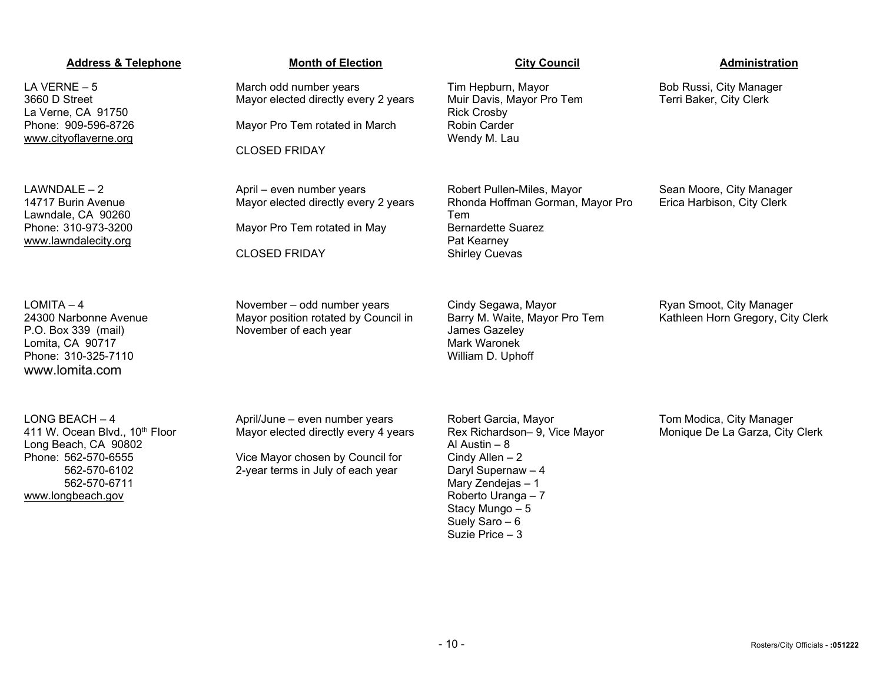| Address & Telephone | Month of Election | City Council | Administration |
|---|---|---|---|
| LA VERNE – 5<br>3660 D Street<br>La Verne, CA 91750<br>Phone: 909-596-8726<br>www.cityoflaverne.org | March odd number years<br>Mayor elected directly every 2 years<br><br>Mayor Pro Tem rotated in March<br><br>CLOSED FRIDAY | Tim Hepburn, Mayor<br>Muir Davis, Mayor Pro Tem<br>Rick Crosby<br>Robin Carder<br>Wendy M. Lau | Bob Russi, City Manager<br>Terri Baker, City Clerk |
| LAWNDALE – 2<br>14717 Burin Avenue<br>Lawndale, CA 90260<br>Phone: 310-973-3200<br>www.lawndalecity.org | April – even number years<br>Mayor elected directly every 2 years<br><br>Mayor Pro Tem rotated in May<br><br>CLOSED FRIDAY | Robert Pullen-Miles, Mayor<br>Rhonda Hoffman Gorman, Mayor Pro Tem<br>Bernardette Suarez<br>Pat Kearney<br>Shirley Cuevas | Sean Moore, City Manager<br>Erica Harbison, City Clerk |
| LOMITA – 4<br>24300 Narbonne Avenue<br>P.O. Box 339 (mail)<br>Lomita, CA 90717<br>Phone: 310-325-7110<br>www.lomita.com | November – odd number years<br>Mayor position rotated by Council in November of each year | Cindy Segawa, Mayor<br>Barry M. Waite, Mayor Pro Tem<br>James Gazeley<br>Mark Waronek<br>William D. Uphoff | Ryan Smoot, City Manager<br>Kathleen Horn Gregory, City Clerk |
| LONG BEACH – 4<br>411 W. Ocean Blvd., 10th Floor<br>Long Beach, CA 90802<br>Phone: 562-570-6555<br>562-570-6102<br>562-570-6711<br>www.longbeach.gov | April/June – even number years<br>Mayor elected directly every 4 years<br><br>Vice Mayor chosen by Council for 2-year terms in July of each year | Robert Garcia, Mayor<br>Rex Richardson– 9, Vice Mayor<br>Al Austin – 8<br>Cindy Allen – 2<br>Daryl Supernaw – 4<br>Mary Zendejas – 1<br>Roberto Uranga – 7<br>Stacy Mungo – 5<br>Suely Saro – 6<br>Suzie Price – 3 | Tom Modica, City Manager<br>Monique De La Garza, City Clerk |

Rosters/City Officials - :051222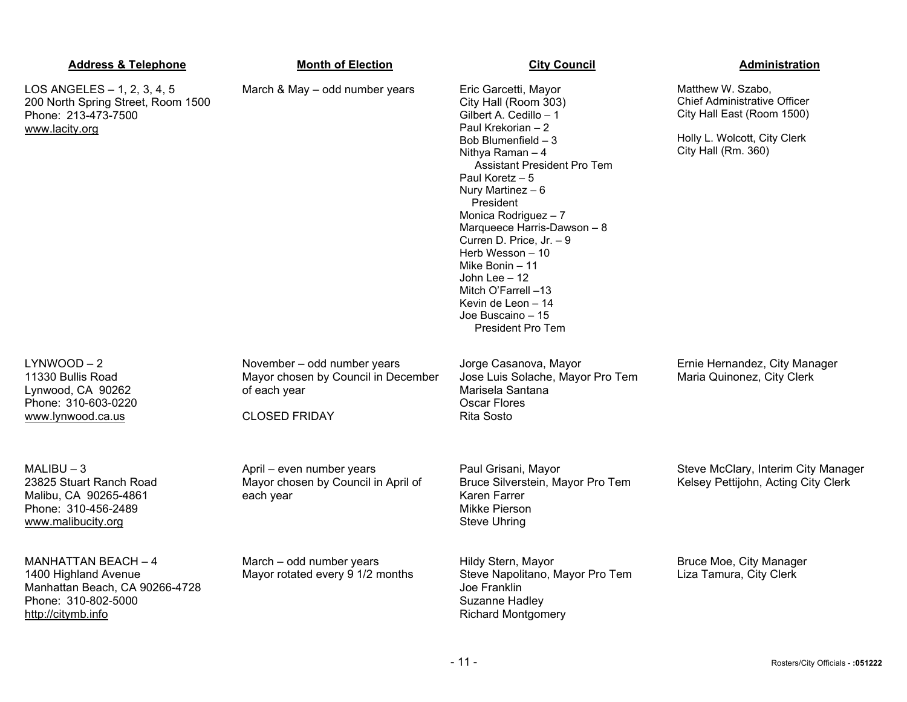| Address & Telephone | Month of Election | City Council | Administration |
|---|---|---|---|
| LOS ANGELES – 1, 2, 3, 4, 5<br>200 North Spring Street, Room 1500<br>Phone: 213-473-7500<br>www.lacity.org | March & May – odd number years | Eric Garcetti, Mayor<br>City Hall (Room 303)<br>Gilbert A. Cedillo – 1<br>Paul Krekorian – 2<br>Bob Blumenfield – 3<br>Nithya Raman – 4<br>Assistant President Pro Tem<br>Paul Koretz – 5<br>Nury Martinez – 6<br>President<br>Monica Rodriguez – 7<br>Marqueece Harris-Dawson – 8<br>Curren D. Price, Jr. – 9<br>Herb Wesson – 10<br>Mike Bonin – 11<br>John Lee – 12<br>Mitch O'Farrell –13<br>Kevin de Leon – 14<br>Joe Buscaino – 15<br>President Pro Tem | Matthew W. Szabo,<br>Chief Administrative Officer<br>City Hall East (Room 1500)<br><br>Holly L. Wolcott, City Clerk<br>City Hall (Rm. 360) |
| LYNWOOD – 2<br>11330 Bullis Road<br>Lynwood, CA 90262<br>Phone: 310-603-0220<br>www.lynwood.ca.us | November – odd number years<br>Mayor chosen by Council in December of each year<br><br>CLOSED FRIDAY | Jorge Casanova, Mayor<br>Jose Luis Solache, Mayor Pro Tem<br>Marisela Santana<br>Oscar Flores<br>Rita Sosto | Ernie Hernandez, City Manager<br>Maria Quinonez, City Clerk |
| MALIBU – 3<br>23825 Stuart Ranch Road<br>Malibu, CA 90265-4861<br>Phone: 310-456-2489<br>www.malibucity.org | April – even number years<br>Mayor chosen by Council in April of each year | Paul Grisani, Mayor<br>Bruce Silverstein, Mayor Pro Tem<br>Karen Farrer<br>Mikke Pierson<br>Steve Uhring | Steve McClary, Interim City Manager<br>Kelsey Pettijohn, Acting City Clerk |
| MANHATTAN BEACH – 4<br>1400 Highland Avenue<br>Manhattan Beach, CA 90266-4728<br>Phone: 310-802-5000<br>http://citymb.info | March – odd number years<br>Mayor rotated every 9 1/2 months | Hildy Stern, Mayor<br>Steve Napolitano, Mayor Pro Tem<br>Joe Franklin<br>Suzanne Hadley<br>Richard Montgomery | Bruce Moe, City Manager<br>Liza Tamura, City Clerk |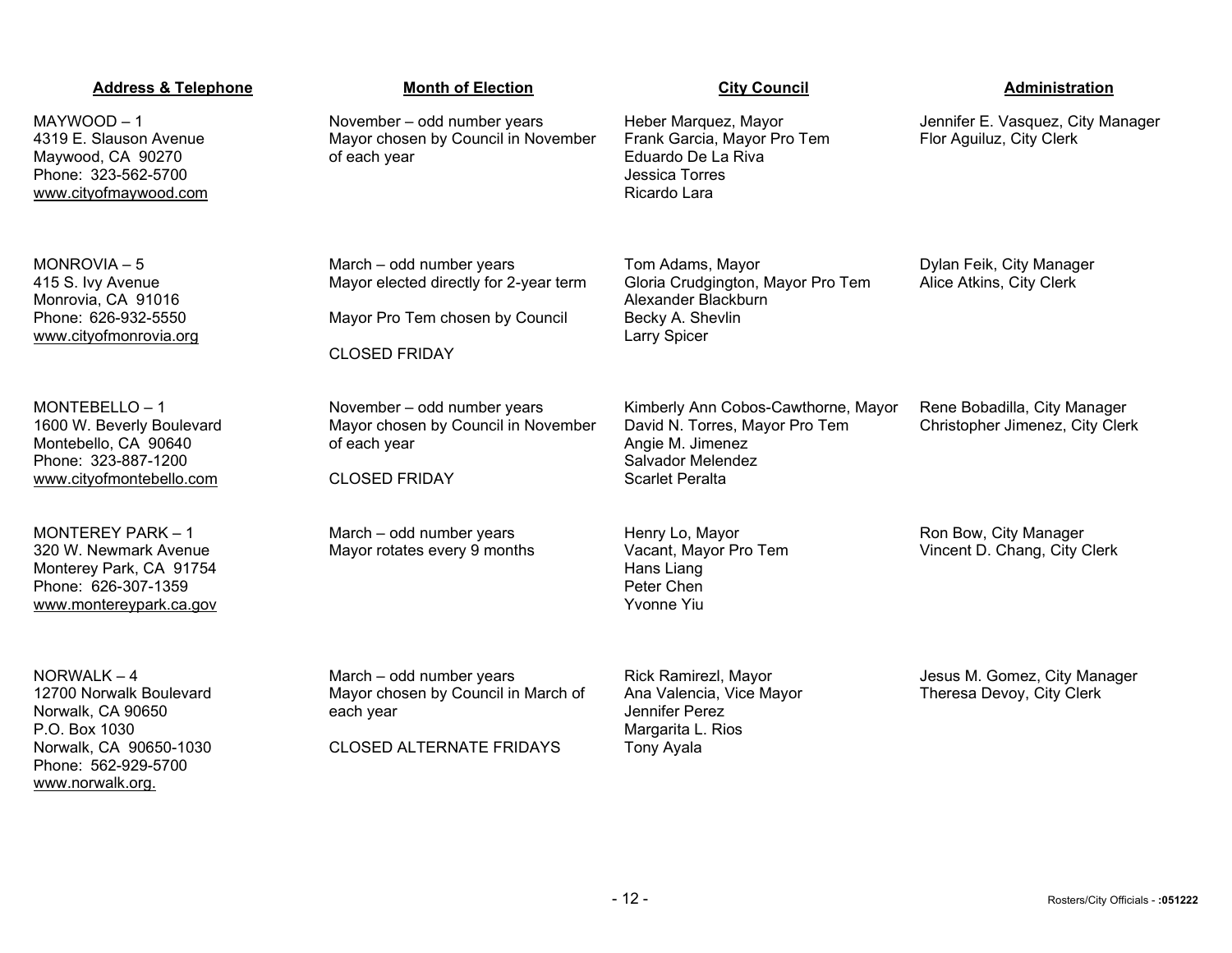| Address & Telephone | Month of Election | City Council | Administration |
| --- | --- | --- | --- |
| MAYWOOD – 1<br>4319 E. Slauson Avenue<br>Maywood, CA 90270<br>Phone: 323-562-5700<br>www.cityofmaywood.com | November – odd number years<br>Mayor chosen by Council in November of each year | Heber Marquez, Mayor<br>Frank Garcia, Mayor Pro Tem<br>Eduardo De La Riva<br>Jessica Torres<br>Ricardo Lara | Jennifer E. Vasquez, City Manager<br>Flor Aguiluz, City Clerk |
| MONROVIA – 5<br>415 S. Ivy Avenue<br>Monrovia, CA 91016<br>Phone: 626-932-5550<br>www.cityofmonrovia.org | March – odd number years<br>Mayor elected directly for 2-year term<br><br>Mayor Pro Tem chosen by Council<br><br>CLOSED FRIDAY | Tom Adams, Mayor<br>Gloria Crudgington, Mayor Pro Tem<br>Alexander Blackburn<br>Becky A. Shevlin<br>Larry Spicer | Dylan Feik, City Manager<br>Alice Atkins, City Clerk |
| MONTEBELLO – 1<br>1600 W. Beverly Boulevard<br>Montebello, CA 90640<br>Phone: 323-887-1200<br>www.cityofmontebello.com | November – odd number years<br>Mayor chosen by Council in November of each year<br><br>CLOSED FRIDAY | Kimberly Ann Cobos-Cawthorne, Mayor<br>David N. Torres, Mayor Pro Tem<br>Angie M. Jimenez<br>Salvador Melendez<br>Scarlet Peralta | Rene Bobadilla, City Manager<br>Christopher Jimenez, City Clerk |
| MONTEREY PARK – 1<br>320 W. Newmark Avenue<br>Monterey Park, CA 91754<br>Phone: 626-307-1359<br>www.montereypark.ca.gov | March – odd number years<br>Mayor rotates every 9 months | Henry Lo, Mayor<br>Vacant, Mayor Pro Tem<br>Hans Liang<br>Peter Chen<br>Yvonne Yiu | Ron Bow, City Manager<br>Vincent D. Chang, City Clerk |
| NORWALK – 4<br>12700 Norwalk Boulevard<br>Norwalk, CA 90650<br>P.O. Box 1030<br>Norwalk, CA 90650-1030<br>Phone: 562-929-5700<br>www.norwalk.org. | March – odd number years<br>Mayor chosen by Council in March of each year<br><br>CLOSED ALTERNATE FRIDAYS | Rick Ramirezl, Mayor<br>Ana Valencia, Vice Mayor<br>Jennifer Perez<br>Margarita L. Rios<br>Tony Ayala | Jesus M. Gomez, City Manager<br>Theresa Devoy, City Clerk |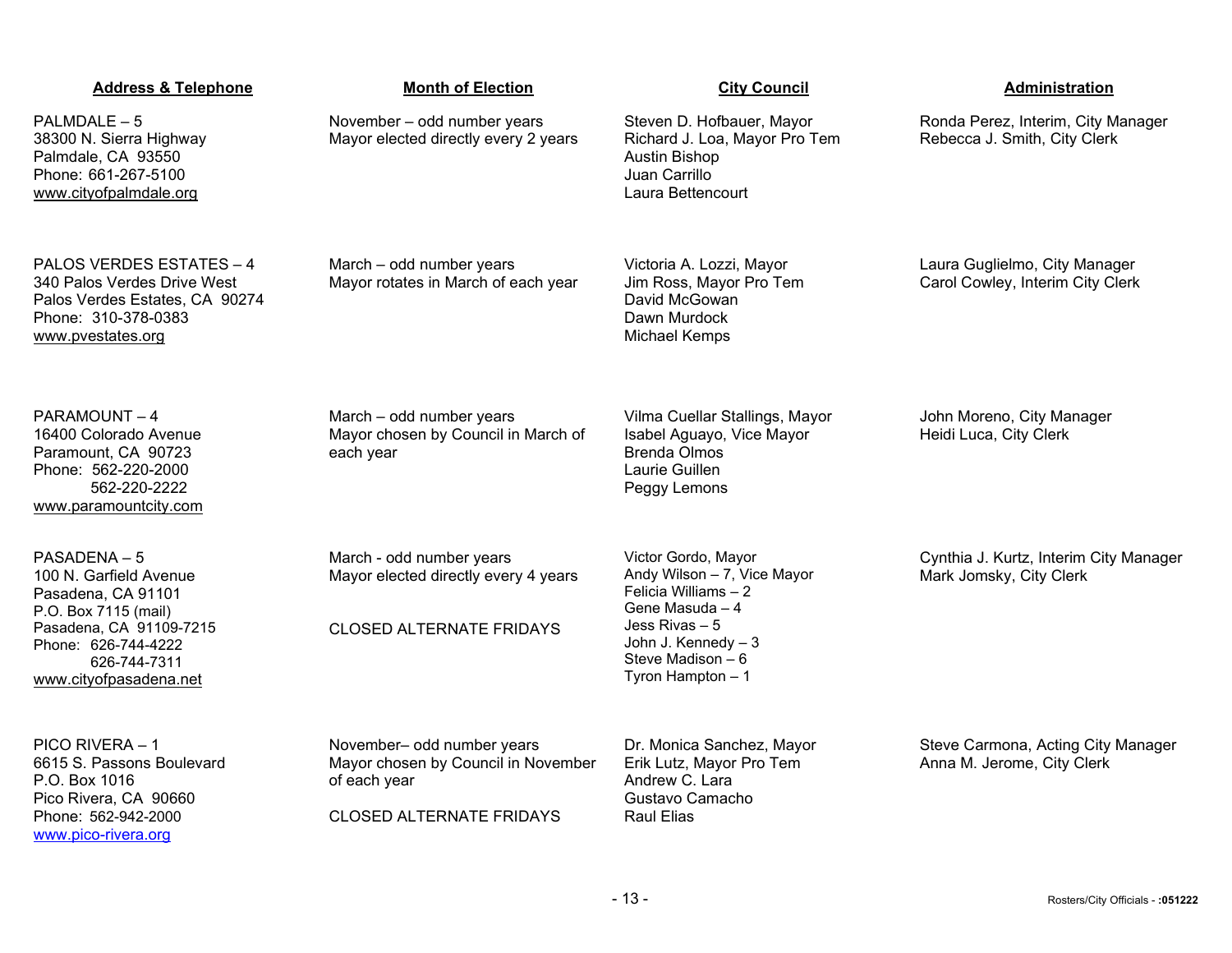| Address & Telephone | Month of Election | City Council | Administration |
|---|---|---|---|
| PALMDALE – 5<br>38300 N. Sierra Highway<br>Palmdale, CA 93550<br>Phone: 661-267-5100<br>www.cityofpalmdale.org | November – odd number years<br>Mayor elected directly every 2 years | Steven D. Hofbauer, Mayor<br>Richard J. Loa, Mayor Pro Tem<br>Austin Bishop<br>Juan Carrillo<br>Laura Bettencourt | Ronda Perez, Interim, City Manager<br>Rebecca J. Smith, City Clerk |
| PALOS VERDES ESTATES – 4<br>340 Palos Verdes Drive West<br>Palos Verdes Estates, CA 90274<br>Phone: 310-378-0383<br>www.pvestates.org | March – odd number years<br>Mayor rotates in March of each year | Victoria A. Lozzi, Mayor<br>Jim Ross, Mayor Pro Tem<br>David McGowan<br>Dawn Murdock<br>Michael Kemps | Laura Guglielmo, City Manager<br>Carol Cowley, Interim City Clerk |
| PARAMOUNT – 4<br>16400 Colorado Avenue<br>Paramount, CA 90723<br>Phone: 562-220-2000<br>562-220-2222<br>www.paramountcity.com | March – odd number years<br>Mayor chosen by Council in March of each year | Vilma Cuellar Stallings, Mayor<br>Isabel Aguayo, Vice Mayor<br>Brenda Olmos<br>Laurie Guillen<br>Peggy Lemons | John Moreno, City Manager<br>Heidi Luca, City Clerk |
| PASADENA – 5<br>100 N. Garfield Avenue<br>Pasadena, CA 91101<br>P.O. Box 7115 (mail)<br>Pasadena, CA 91109-7215<br>Phone: 626-744-4222<br>626-744-7311<br>www.cityofpasadena.net | March - odd number years<br>Mayor elected directly every 4 years<br><br>CLOSED ALTERNATE FRIDAYS | Victor Gordo, Mayor<br>Andy Wilson – 7, Vice Mayor<br>Felicia Williams – 2<br>Gene Masuda – 4<br>Jess Rivas – 5<br>John J. Kennedy – 3<br>Steve Madison – 6<br>Tyron Hampton – 1 | Cynthia J. Kurtz, Interim City Manager<br>Mark Jomsky, City Clerk |
| PICO RIVERA – 1<br>6615 S. Passons Boulevard<br>P.O. Box 1016<br>Pico Rivera, CA 90660<br>Phone: 562-942-2000<br>www.pico-rivera.org | November– odd number years<br>Mayor chosen by Council in November of each year<br><br>CLOSED ALTERNATE FRIDAYS | Dr. Monica Sanchez, Mayor<br>Erik Lutz, Mayor Pro Tem<br>Andrew C. Lara<br>Gustavo Camacho<br>Raul Elias | Steve Carmona, Acting City Manager<br>Anna M. Jerome, City Clerk |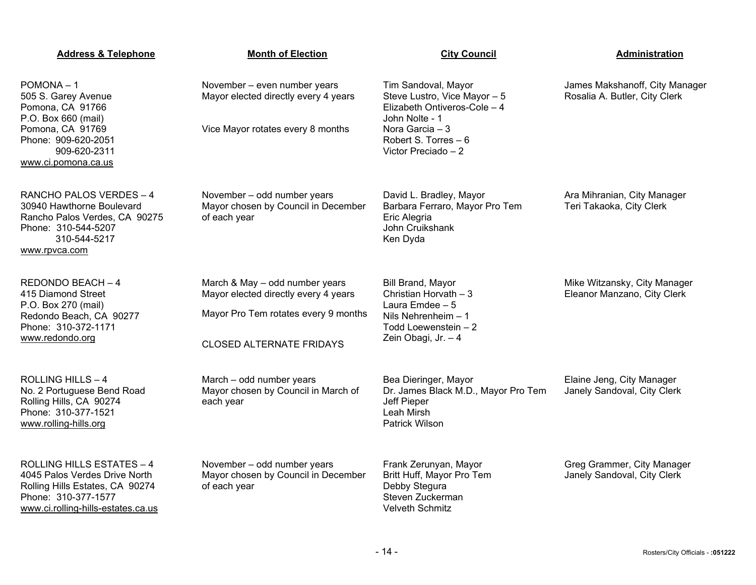| Address & Telephone | Month of Election | City Council | Administration |
|---|---|---|---|
| POMONA – 1<br>505 S. Garey Avenue<br>Pomona, CA 91766<br>P.O. Box 660 (mail)<br>Pomona, CA 91769<br>Phone: 909-620-2051<br>909-620-2311<br>www.ci.pomona.ca.us | November – even number years<br>Mayor elected directly every 4 years<br><br>Vice Mayor rotates every 8 months | Tim Sandoval, Mayor<br>Steve Lustro, Vice Mayor – 5<br>Elizabeth Ontiveros-Cole – 4<br>John Nolte - 1<br>Nora Garcia – 3<br>Robert S. Torres – 6<br>Victor Preciado – 2 | James Makshanoff, City Manager<br>Rosalia A. Butler, City Clerk |
| RANCHO PALOS VERDES – 4<br>30940 Hawthorne Boulevard<br>Rancho Palos Verdes, CA 90275<br>Phone: 310-544-5207<br>310-544-5217<br>www.rpvca.com | November – odd number years<br>Mayor chosen by Council in December of each year | David L. Bradley, Mayor<br>Barbara Ferraro, Mayor Pro Tem<br>Eric Alegria<br>John Cruikshank<br>Ken Dyda | Ara Mihranian, City Manager<br>Teri Takaoka, City Clerk |
| REDONDO BEACH – 4<br>415 Diamond Street<br>P.O. Box 270 (mail)<br>Redondo Beach, CA 90277<br>Phone: 310-372-1171<br>www.redondo.org | March & May – odd number years<br>Mayor elected directly every 4 years<br><br>Mayor Pro Tem rotates every 9 months<br><br>CLOSED ALTERNATE FRIDAYS | Bill Brand, Mayor<br>Christian Horvath – 3<br>Laura Emdee – 5<br>Nils Nehrenheim – 1<br>Todd Loewenstein – 2<br>Zein Obagi, Jr. – 4 | Mike Witzansky, City Manager<br>Eleanor Manzano, City Clerk |
| ROLLING HILLS – 4<br>No. 2 Portuguese Bend Road<br>Rolling Hills, CA 90274<br>Phone: 310-377-1521<br>www.rolling-hills.org | March – odd number years<br>Mayor chosen by Council in March of each year | Bea Dieringer, Mayor<br>Dr. James Black M.D., Mayor Pro Tem<br>Jeff Pieper<br>Leah Mirsh<br>Patrick Wilson | Elaine Jeng, City Manager<br>Janely Sandoval, City Clerk |
| ROLLING HILLS ESTATES – 4<br>4045 Palos Verdes Drive North<br>Rolling Hills Estates, CA 90274<br>Phone: 310-377-1577<br>www.ci.rolling-hills-estates.ca.us | November – odd number years<br>Mayor chosen by Council in December of each year | Frank Zerunyan, Mayor<br>Britt Huff, Mayor Pro Tem<br>Debby Stegura<br>Steven Zuckerman<br>Velveth Schmitz | Greg Grammer, City Manager<br>Janely Sandoval, City Clerk |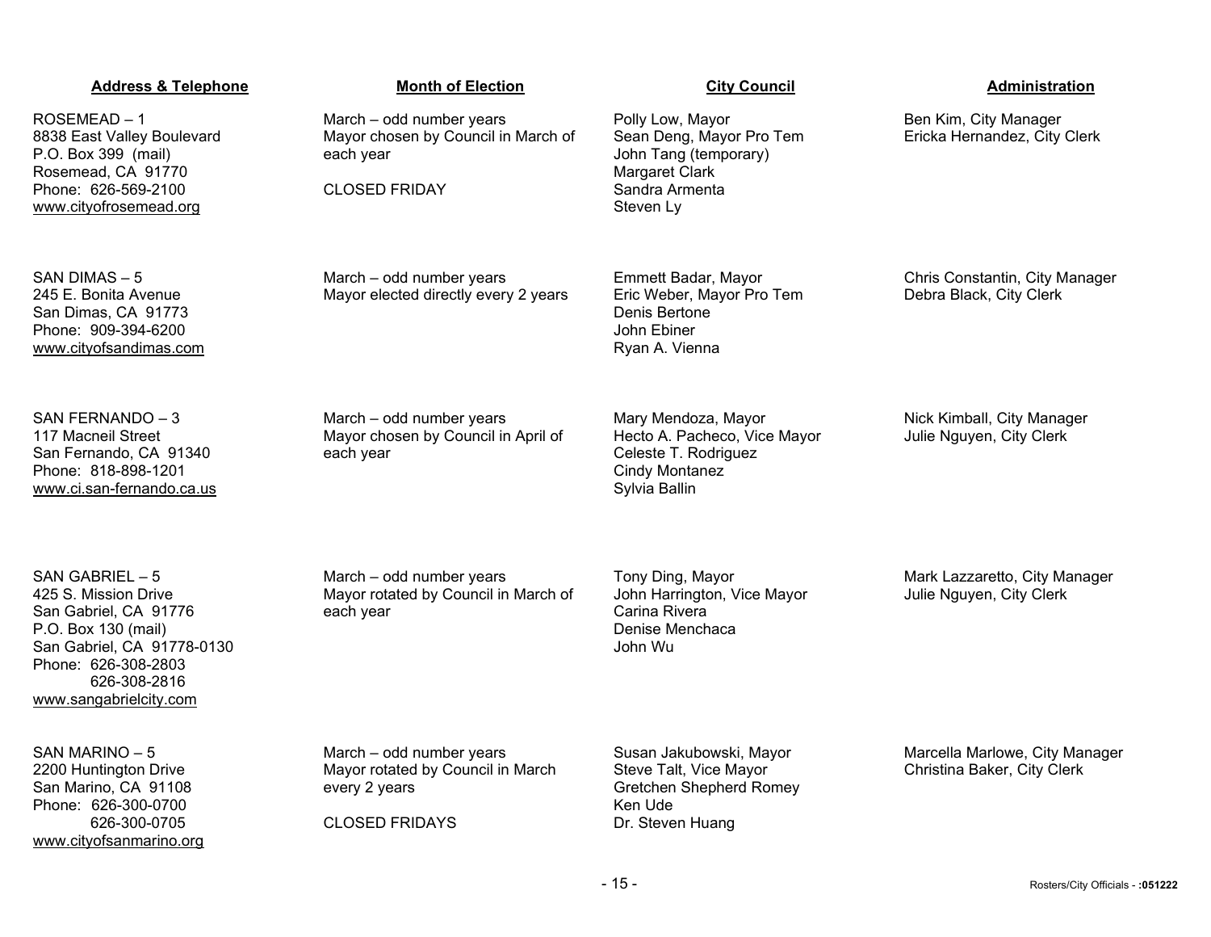| Address & Telephone | Month of Election | City Council | Administration |
| --- | --- | --- | --- |
| ROSEMEAD – 1<br>8838 East Valley Boulevard<br>P.O. Box 399 (mail)<br>Rosemead, CA 91770<br>Phone: 626-569-2100<br>www.cityofrosemead.org | March – odd number years<br>Mayor chosen by Council in March of each year<br><br>CLOSED FRIDAY | Polly Low, Mayor<br>Sean Deng, Mayor Pro Tem<br>John Tang (temporary)<br>Margaret Clark<br>Sandra Armenta<br>Steven Ly | Ben Kim, City Manager<br>Ericka Hernandez, City Clerk |
| SAN DIMAS – 5<br>245 E. Bonita Avenue<br>San Dimas, CA 91773<br>Phone: 909-394-6200<br>www.cityofsandimas.com | March – odd number years<br>Mayor elected directly every 2 years | Emmett Badar, Mayor<br>Eric Weber, Mayor Pro Tem<br>Denis Bertone<br>John Ebiner<br>Ryan A. Vienna | Chris Constantin, City Manager<br>Debra Black, City Clerk |
| SAN FERNANDO – 3<br>117 Macneil Street<br>San Fernando, CA 91340<br>Phone: 818-898-1201<br>www.ci.san-fernando.ca.us | March – odd number years<br>Mayor chosen by Council in April of each year | Mary Mendoza, Mayor<br>Hecto A. Pacheco, Vice Mayor<br>Celeste T. Rodriguez<br>Cindy Montanez<br>Sylvia Ballin | Nick Kimball, City Manager<br>Julie Nguyen, City Clerk |
| SAN GABRIEL – 5<br>425 S. Mission Drive<br>San Gabriel, CA 91776<br>P.O. Box 130 (mail)<br>San Gabriel, CA 91778-0130<br>Phone: 626-308-2803<br>626-308-2816<br>www.sangabrielcity.com | March – odd number years<br>Mayor rotated by Council in March of each year | Tony Ding, Mayor<br>John Harrington, Vice Mayor<br>Carina Rivera<br>Denise Menchaca<br>John Wu | Mark Lazzaretto, City Manager<br>Julie Nguyen, City Clerk |
| SAN MARINO – 5<br>2200 Huntington Drive<br>San Marino, CA 91108<br>Phone: 626-300-0700<br>626-300-0705<br>www.cityofsanmarino.org | March – odd number years<br>Mayor rotated by Council in March every 2 years<br><br>CLOSED FRIDAYS | Susan Jakubowski, Mayor<br>Steve Talt, Vice Mayor<br>Gretchen Shepherd Romey<br>Ken Ude<br>Dr. Steven Huang | Marcella Marlowe, City Manager<br>Christina Baker, City Clerk |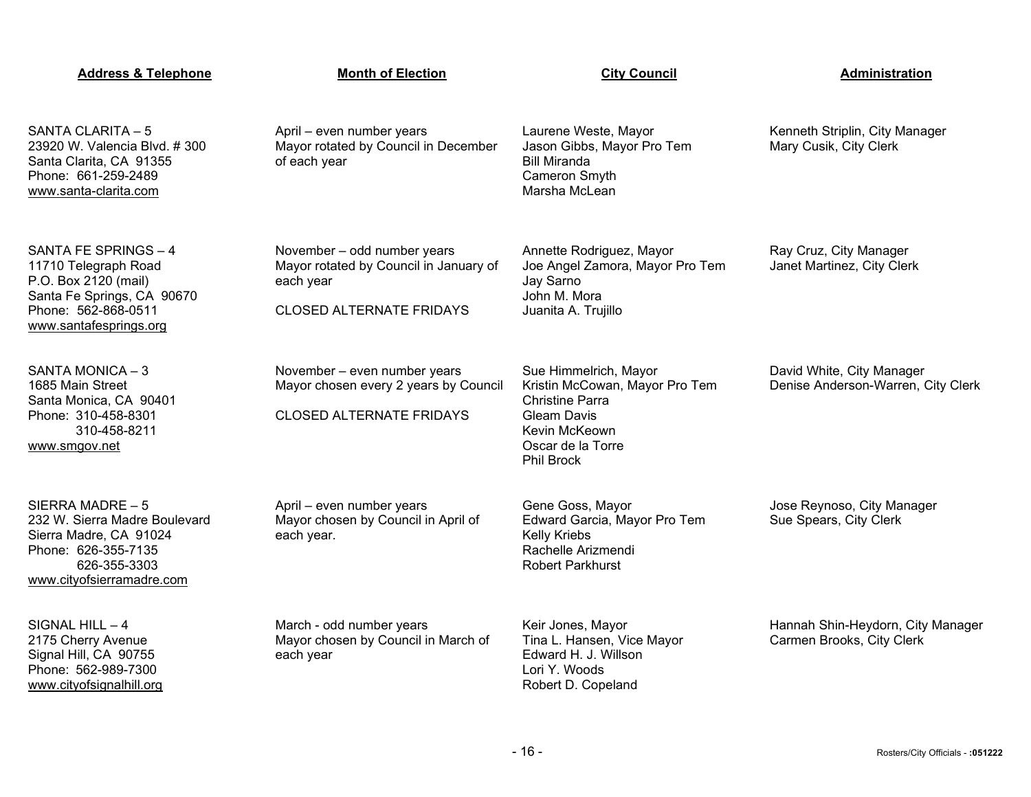| Address & Telephone | Month of Election | City Council | Administration |
|---|---|---|---|
| SANTA CLARITA – 5<br>23920 W. Valencia Blvd. # 300<br>Santa Clarita, CA 91355<br>Phone: 661-259-2489<br>www.santa-clarita.com | April – even number years<br>Mayor rotated by Council in December of each year | Laurene Weste, Mayor<br>Jason Gibbs, Mayor Pro Tem<br>Bill Miranda<br>Cameron Smyth<br>Marsha McLean | Kenneth Striplin, City Manager<br>Mary Cusik, City Clerk |
| SANTA FE SPRINGS – 4<br>11710 Telegraph Road<br>P.O. Box 2120 (mail)<br>Santa Fe Springs, CA 90670<br>Phone: 562-868-0511<br>www.santafesprings.org | November – odd number years<br>Mayor rotated by Council in January of each year<br><br>CLOSED ALTERNATE FRIDAYS | Annette Rodriguez, Mayor<br>Joe Angel Zamora, Mayor Pro Tem<br>Jay Sarno<br>John M. Mora<br>Juanita A. Trujillo | Ray Cruz, City Manager<br>Janet Martinez, City Clerk |
| SANTA MONICA – 3<br>1685 Main Street<br>Santa Monica, CA 90401<br>Phone: 310-458-8301<br>310-458-8211<br>www.smgov.net | November – even number years<br>Mayor chosen every 2 years by Council<br><br>CLOSED ALTERNATE FRIDAYS | Sue Himmelrich, Mayor<br>Kristin McCowan, Mayor Pro Tem<br>Christine Parra<br>Gleam Davis<br>Kevin McKeown<br>Oscar de la Torre<br>Phil Brock | David White, City Manager<br>Denise Anderson-Warren, City Clerk |
| SIERRA MADRE – 5<br>232 W. Sierra Madre Boulevard<br>Sierra Madre, CA 91024<br>Phone: 626-355-7135<br>626-355-3303<br>www.cityofsierramadre.com | April – even number years<br>Mayor chosen by Council in April of each year. | Gene Goss, Mayor<br>Edward Garcia, Mayor Pro Tem<br>Kelly Kriebs<br>Rachelle Arizmendi<br>Robert Parkhurst | Jose Reynoso, City Manager<br>Sue Spears, City Clerk |
| SIGNAL HILL – 4<br>2175 Cherry Avenue<br>Signal Hill, CA 90755<br>Phone: 562-989-7300<br>www.cityofsignalhill.org | March - odd number years<br>Mayor chosen by Council in March of each year | Keir Jones, Mayor<br>Tina L. Hansen, Vice Mayor<br>Edward H. J. Willson<br>Lori Y. Woods<br>Robert D. Copeland | Hannah Shin-Heydorn, City Manager<br>Carmen Brooks, City Clerk |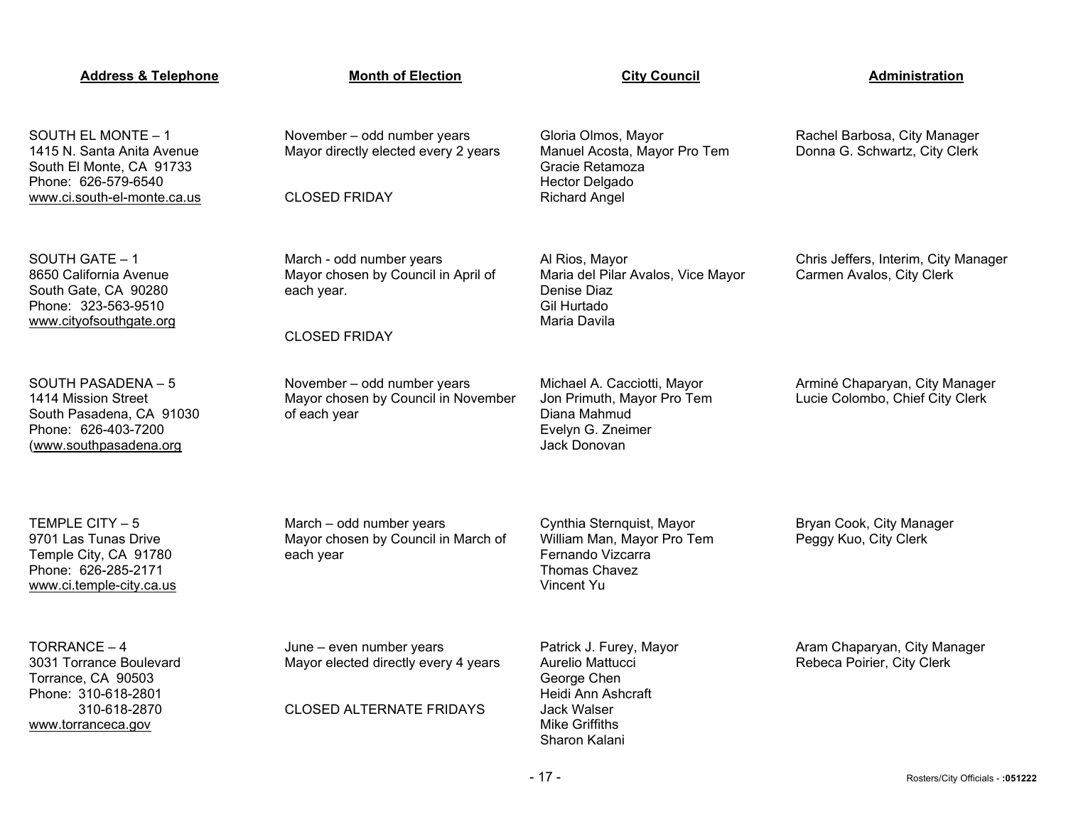| Address & Telephone | Month of Election | City Council | Administration |
|---|---|---|---|
| SOUTH EL MONTE – 1<br>1415 N. Santa Anita Avenue<br>South El Monte, CA 91733<br>Phone: 626-579-6540<br>www.ci.south-el-monte.ca.us | November – odd number years<br>Mayor directly elected every 2 years<br><br>CLOSED FRIDAY | Gloria Olmos, Mayor<br>Manuel Acosta, Mayor Pro Tem<br>Gracie Retamoza<br>Hector Delgado<br>Richard Angel | Rachel Barbosa, City Manager<br>Donna G. Schwartz, City Clerk |
| SOUTH GATE – 1<br>8650 California Avenue<br>South Gate, CA 90280<br>Phone: 323-563-9510<br>www.cityofsouthgate.org | March - odd number years<br>Mayor chosen by Council in April of each year.<br><br>CLOSED FRIDAY | Al Rios, Mayor<br>Maria del Pilar Avalos, Vice Mayor<br>Denise Diaz<br>Gil Hurtado<br>Maria Davila | Chris Jeffers, Interim, City Manager<br>Carmen Avalos, City Clerk |
| SOUTH PASADENA – 5<br>1414 Mission Street<br>South Pasadena, CA 91030<br>Phone: 626-403-7200<br>(www.southpasadena.org | November – odd number years<br>Mayor chosen by Council in November of each year | Michael A. Cacciotti, Mayor<br>Jon Primuth, Mayor Pro Tem<br>Diana Mahmud<br>Evelyn G. Zneimer<br>Jack Donovan | Arminé Chaparyan, City Manager<br>Lucie Colombo, Chief City Clerk |
| TEMPLE CITY – 5<br>9701 Las Tunas Drive<br>Temple City, CA 91780<br>Phone: 626-285-2171<br>www.ci.temple-city.ca.us | March – odd number years<br>Mayor chosen by Council in March of each year | Cynthia Sternquist, Mayor<br>William Man, Mayor Pro Tem<br>Fernando Vizcarra<br>Thomas Chavez<br>Vincent Yu | Bryan Cook, City Manager<br>Peggy Kuo, City Clerk |
| TORRANCE – 4<br>3031 Torrance Boulevard<br>Torrance, CA 90503<br>Phone: 310-618-2801<br>310-618-2870<br>www.torranceca.gov | June – even number years<br>Mayor elected directly every 4 years<br><br>CLOSED ALTERNATE FRIDAYS | Patrick J. Furey, Mayor<br>Aurelio Mattucci<br>George Chen<br>Heidi Ann Ashcraft<br>Jack Walser<br>Mike Griffiths<br>Sharon Kalani | Aram Chaparyan, City Manager<br>Rebeca Poirier, City Clerk |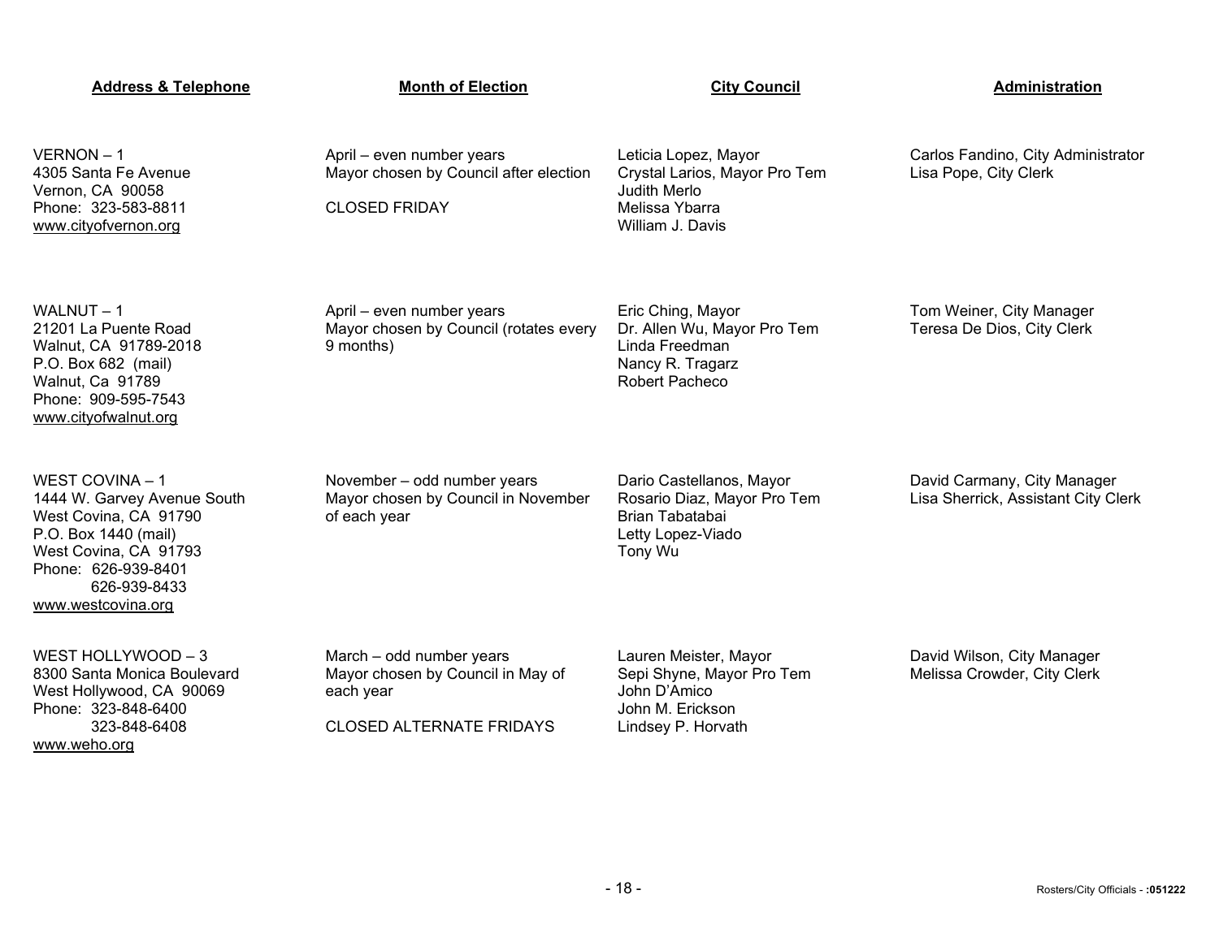| Address & Telephone | Month of Election | City Council | Administration |
|---|---|---|---|
| VERNON – 1<br>4305 Santa Fe Avenue<br>Vernon, CA 90058<br>Phone: 323-583-8811<br>www.cityofvernon.org | April – even number years<br>Mayor chosen by Council after election<br><br>CLOSED FRIDAY | Leticia Lopez, Mayor<br>Crystal Larios, Mayor Pro Tem<br>Judith Merlo<br>Melissa Ybarra<br>William J. Davis | Carlos Fandino, City Administrator<br>Lisa Pope, City Clerk |
| WALNUT – 1<br>21201 La Puente Road<br>Walnut, CA 91789-2018<br>P.O. Box 682 (mail)<br>Walnut, Ca 91789<br>Phone: 909-595-7543<br>www.cityofwalnut.org | April – even number years<br>Mayor chosen by Council (rotates every 9 months) | Eric Ching, Mayor<br>Dr. Allen Wu, Mayor Pro Tem<br>Linda Freedman<br>Nancy R. Tragarz<br>Robert Pacheco | Tom Weiner, City Manager<br>Teresa De Dios, City Clerk |
| WEST COVINA – 1<br>1444 W. Garvey Avenue South<br>West Covina, CA 91790<br>P.O. Box 1440 (mail)<br>West Covina, CA 91793<br>Phone: 626-939-8401<br>626-939-8433<br>www.westcovina.org | November – odd number years<br>Mayor chosen by Council in November of each year | Dario Castellanos, Mayor<br>Rosario Diaz, Mayor Pro Tem<br>Brian Tabatabai<br>Letty Lopez-Viado<br>Tony Wu | David Carmany, City Manager<br>Lisa Sherrick, Assistant City Clerk |
| WEST HOLLYWOOD – 3<br>8300 Santa Monica Boulevard<br>West Hollywood, CA 90069<br>Phone: 323-848-6400<br>323-848-6408<br>www.weho.org | March – odd number years<br>Mayor chosen by Council in May of each year<br><br>CLOSED ALTERNATE FRIDAYS | Lauren Meister, Mayor<br>Sepi Shyne, Mayor Pro Tem<br>John D'Amico<br>John M. Erickson<br>Lindsey P. Horvath | David Wilson, City Manager<br>Melissa Crowder, City Clerk |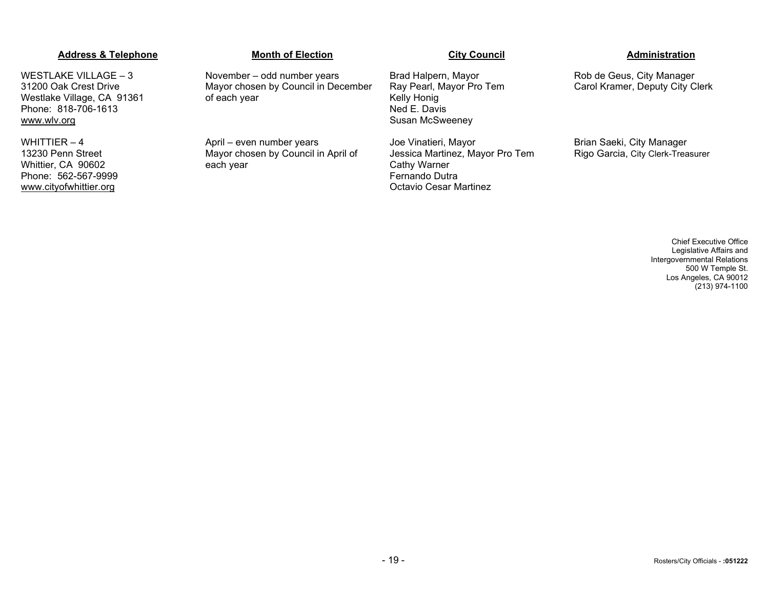| Address & Telephone | Month of Election | City Council | Administration |
|---|---|---|---|
| WESTLAKE VILLAGE – 3<br>31200 Oak Crest Drive<br>Westlake Village, CA 91361<br>Phone: 818-706-1613<br>www.wlv.org | November – odd number years<br>Mayor chosen by Council in December of each year | Brad Halpern, Mayor<br>Ray Pearl, Mayor Pro Tem<br>Kelly Honig<br>Ned E. Davis<br>Susan McSweeney | Rob de Geus, City Manager<br>Carol Kramer, Deputy City Clerk |
| WHITTIER – 4<br>13230 Penn Street<br>Whittier, CA 90602<br>Phone: 562-567-9999<br>www.cityofwhittier.org | April – even number years<br>Mayor chosen by Council in April of each year | Joe Vinatieri, Mayor<br>Jessica Martinez, Mayor Pro Tem<br>Cathy Warner<br>Fernando Dutra<br>Octavio Cesar Martinez | Brian Saeki, City Manager<br>Rigo Garcia, City Clerk-Treasurer |

Chief Executive Office
Legislative Affairs and
Intergovernmental Relations
500 W Temple St.
Los Angeles, CA 90012
(213) 974-1100

Rosters/City Officials - **:051222**